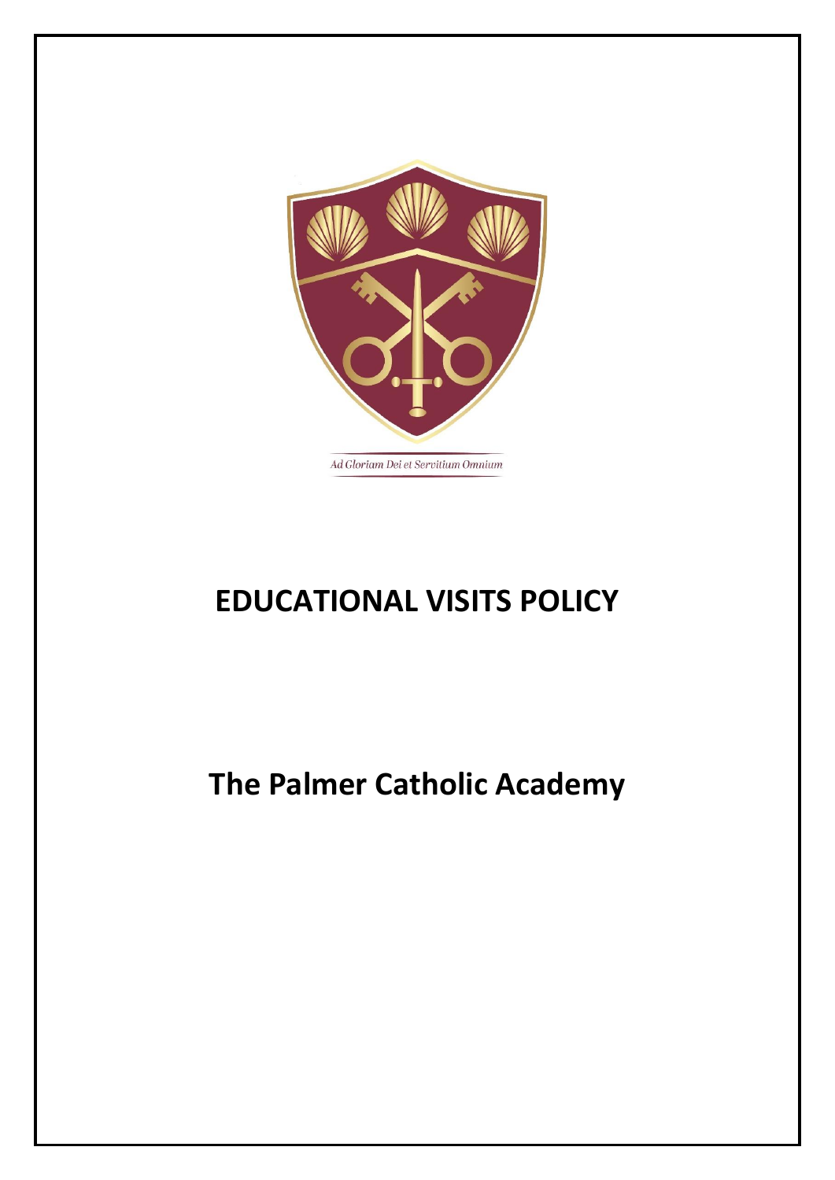*Ad Gloriam Dei et Servitium Omnium*

# EDUCATIONAL VISITS POLICY

# The Palmer Catholic Academy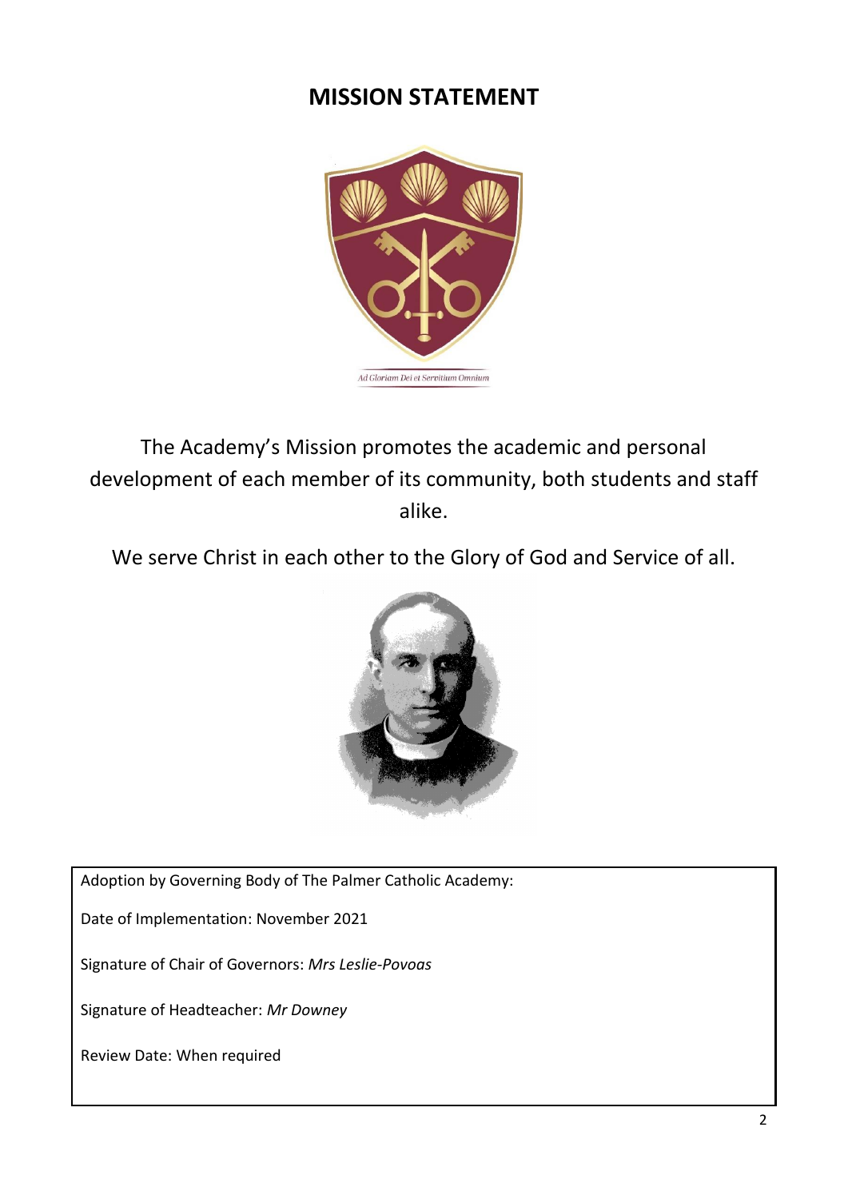# MISSION STATEMENT

Ad Gloriam Dei et Servitium Omnium

The Academy's Mission promotes the academic and personal development of each member of its community, both students and staff alike.

We serve Christ in each other to the Glory of God and Service of all.

Adoption by Governing Body of The Palmer Catholic Academy:

Date of Implementation: November 2021

Signature of Chair of Governors: *Mrs Leslie-Povoas*

Signature of Headteacher: *Mr Downey*

Review Date: When required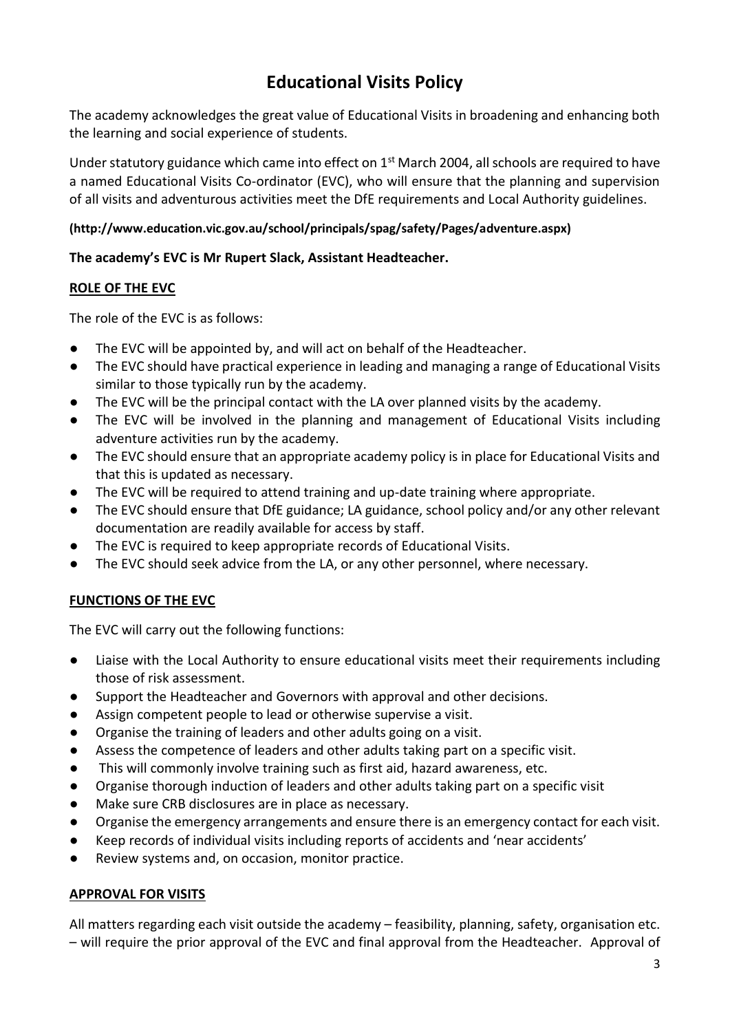# Educational Visits Policy

The academy acknowledges the great value of Educational Visits in broadening and enhancing both the learning and social experience of students.

Under statutory guidance which came into effect on 1st March 2004, all schools are required to have a named Educational Visits Co-ordinator (EVC), who will ensure that the planning and supervision of all visits and adventurous activities meet the DfE requirements and Local Authority guidelines.

**(http://www.education.vic.gov.au/school/principals/spag/safety/Pages/adventure.aspx)**

**The academy's EVC is Mr Rupert Slack, Assistant Headteacher.**

**ROLE OF THE EVC**

The role of the EVC is as follows:

- The EVC will be appointed by, and will act on behalf of the Headteacher.
- The EVC should have practical experience in leading and managing a range of Educational Visits similar to those typically run by the academy.
- The EVC will be the principal contact with the LA over planned visits by the academy.
- The EVC will be involved in the planning and management of Educational Visits including adventure activities run by the academy.
- The EVC should ensure that an appropriate academy policy is in place for Educational Visits and that this is updated as necessary.
- The EVC will be required to attend training and up-date training where appropriate.
- The EVC should ensure that DfE guidance; LA guidance, school policy and/or any other relevant documentation are readily available for access by staff.
- The EVC is required to keep appropriate records of Educational Visits.
- The EVC should seek advice from the LA, or any other personnel, where necessary.

**FUNCTIONS OF THE EVC**

The EVC will carry out the following functions:

- Liaise with the Local Authority to ensure educational visits meet their requirements including those of risk assessment.
- Support the Headteacher and Governors with approval and other decisions.
- Assign competent people to lead or otherwise supervise a visit.
- Organise the training of leaders and other adults going on a visit.
- Assess the competence of leaders and other adults taking part on a specific visit.
- This will commonly involve training such as first aid, hazard awareness, etc.
- Organise thorough induction of leaders and other adults taking part on a specific visit
- Make sure CRB disclosures are in place as necessary.
- Organise the emergency arrangements and ensure there is an emergency contact for each visit.
- Keep records of individual visits including reports of accidents and 'near accidents'
- Review systems and, on occasion, monitor practice.

**APPROVAL FOR VISITS**

All matters regarding each visit outside the academy – feasibility, planning, safety, organisation etc. – will require the prior approval of the EVC and final approval from the Headteacher. Approval of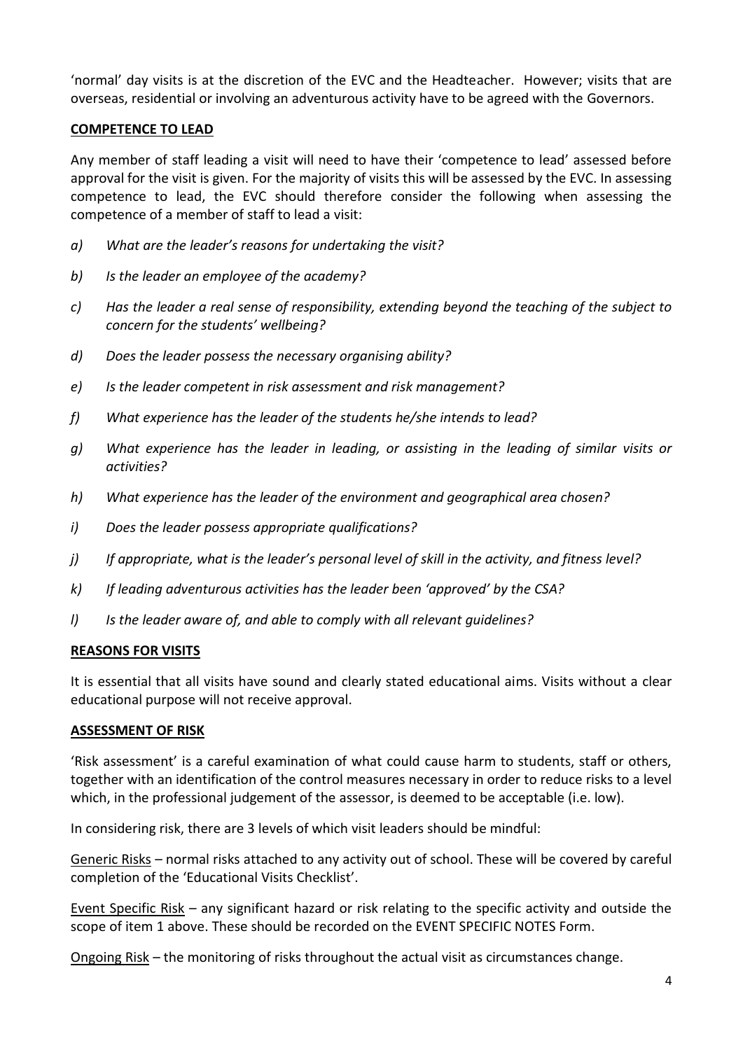'normal' day visits is at the discretion of the EVC and the Headteacher. However; visits that are overseas, residential or involving an adventurous activity have to be agreed with the Governors.

## COMPETENCE TO LEAD

Any member of staff leading a visit will need to have their 'competence to lead' assessed before approval for the visit is given. For the majority of visits this will be assessed by the EVC. In assessing competence to lead, the EVC should therefore consider the following when assessing the competence of a member of staff to lead a visit:

a) *What are the leader's reasons for undertaking the visit?*

b) *Is the leader an employee of the academy?*

c) *Has the leader a real sense of responsibility, extending beyond the teaching of the subject to concern for the students' wellbeing?*

d) *Does the leader possess the necessary organising ability?*

e) *Is the leader competent in risk assessment and risk management?*

f) *What experience has the leader of the students he/she intends to lead?*

g) *What experience has the leader in leading, or assisting in the leading of similar visits or activities?*

h) *What experience has the leader of the environment and geographical area chosen?*

i) *Does the leader possess appropriate qualifications?*

j) *If appropriate, what is the leader's personal level of skill in the activity, and fitness level?*

k) *If leading adventurous activities has the leader been 'approved' by the CSA?*

l) *Is the leader aware of, and able to comply with all relevant guidelines?*

## REASONS FOR VISITS

It is essential that all visits have sound and clearly stated educational aims. Visits without a clear educational purpose will not receive approval.

## ASSESSMENT OF RISK

'Risk assessment' is a careful examination of what could cause harm to students, staff or others, together with an identification of the control measures necessary in order to reduce risks to a level which, in the professional judgement of the assessor, is deemed to be acceptable (i.e. low).

In considering risk, there are 3 levels of which visit leaders should be mindful:

Generic Risks – normal risks attached to any activity out of school. These will be covered by careful completion of the 'Educational Visits Checklist'.

Event Specific Risk – any significant hazard or risk relating to the specific activity and outside the scope of item 1 above. These should be recorded on the EVENT SPECIFIC NOTES Form.

Ongoing Risk – the monitoring of risks throughout the actual visit as circumstances change.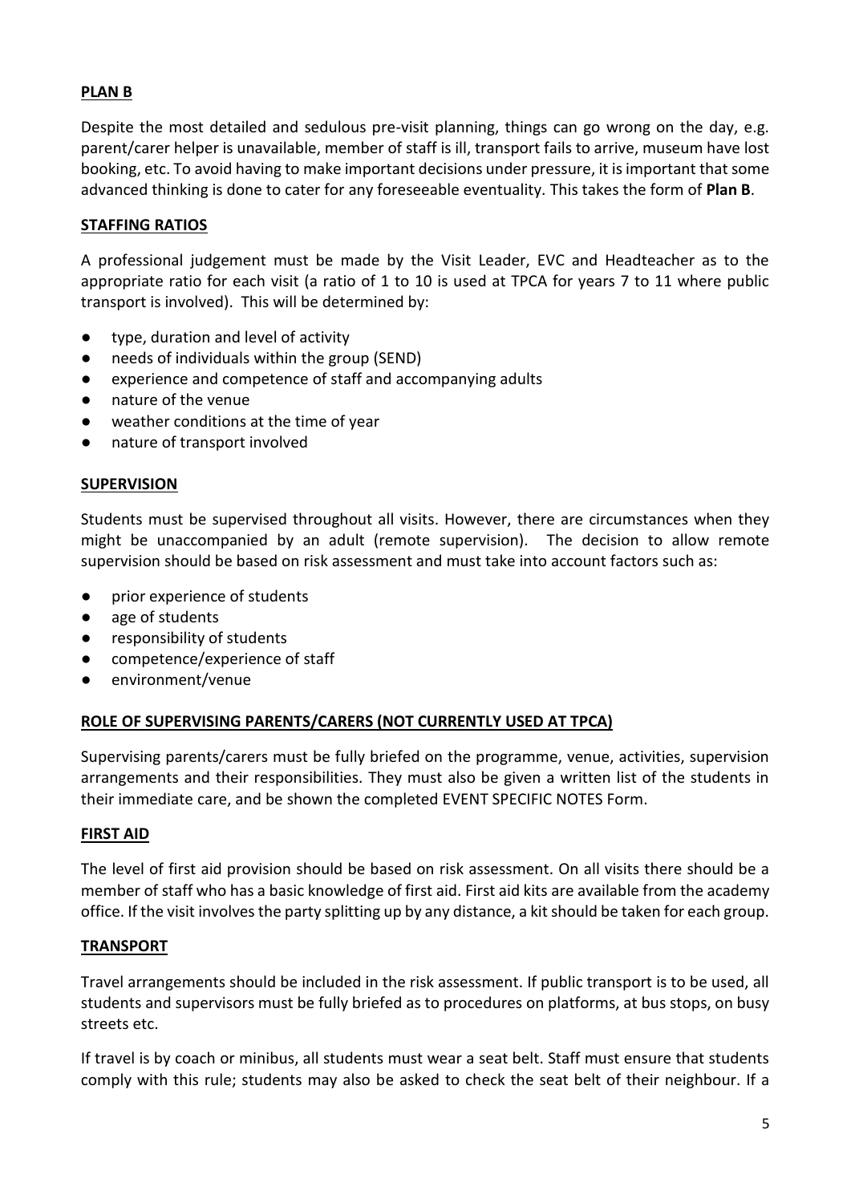## PLAN B

Despite the most detailed and sedulous pre-visit planning, things can go wrong on the day, e.g. parent/carer helper is unavailable, member of staff is ill, transport fails to arrive, museum have lost booking, etc. To avoid having to make important decisions under pressure, it is important that some advanced thinking is done to cater for any foreseeable eventuality. This takes the form of **Plan B**.

## STAFFING RATIOS

A professional judgement must be made by the Visit Leader, EVC and Headteacher as to the appropriate ratio for each visit (a ratio of 1 to 10 is used at TPCA for years 7 to 11 where public transport is involved). This will be determined by:

- type, duration and level of activity
- needs of individuals within the group (SEND)
- experience and competence of staff and accompanying adults
- nature of the venue
- weather conditions at the time of year
- nature of transport involved

## SUPERVISION

Students must be supervised throughout all visits. However, there are circumstances when they might be unaccompanied by an adult (remote supervision). The decision to allow remote supervision should be based on risk assessment and must take into account factors such as:

- prior experience of students
- age of students
- responsibility of students
- competence/experience of staff
- environment/venue

## ROLE OF SUPERVISING PARENTS/CARERS (NOT CURRENTLY USED AT TPCA)

Supervising parents/carers must be fully briefed on the programme, venue, activities, supervision arrangements and their responsibilities. They must also be given a written list of the students in their immediate care, and be shown the completed EVENT SPECIFIC NOTES Form.

## FIRST AID

The level of first aid provision should be based on risk assessment. On all visits there should be a member of staff who has a basic knowledge of first aid. First aid kits are available from the academy office. If the visit involves the party splitting up by any distance, a kit should be taken for each group.

## TRANSPORT

Travel arrangements should be included in the risk assessment. If public transport is to be used, all students and supervisors must be fully briefed as to procedures on platforms, at bus stops, on busy streets etc.

If travel is by coach or minibus, all students must wear a seat belt. Staff must ensure that students comply with this rule; students may also be asked to check the seat belt of their neighbour. If a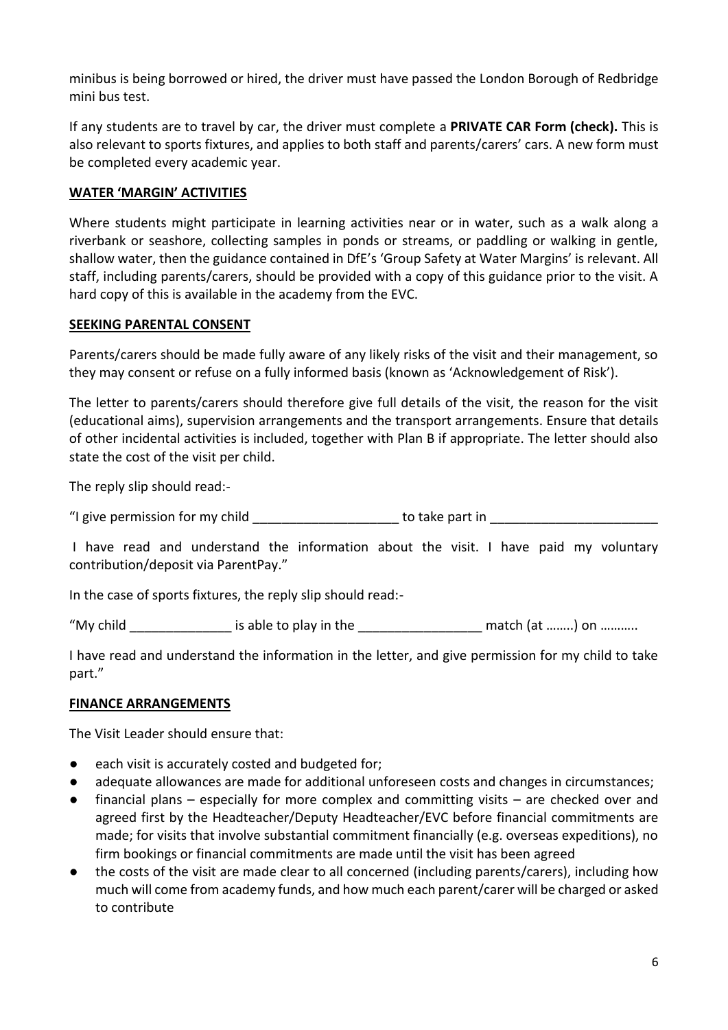minibus is being borrowed or hired, the driver must have passed the London Borough of Redbridge mini bus test.

If any students are to travel by car, the driver must complete a **PRIVATE CAR Form (check).** This is also relevant to sports fixtures, and applies to both staff and parents/carers' cars. A new form must be completed every academic year.

## WATER 'MARGIN' ACTIVITIES

Where students might participate in learning activities near or in water, such as a walk along a riverbank or seashore, collecting samples in ponds or streams, or paddling or walking in gentle, shallow water, then the guidance contained in DfE's 'Group Safety at Water Margins' is relevant. All staff, including parents/carers, should be provided with a copy of this guidance prior to the visit. A hard copy of this is available in the academy from the EVC.

## SEEKING PARENTAL CONSENT

Parents/carers should be made fully aware of any likely risks of the visit and their management, so they may consent or refuse on a fully informed basis (known as 'Acknowledgement of Risk').

The letter to parents/carers should therefore give full details of the visit, the reason for the visit (educational aims), supervision arrangements and the transport arrangements. Ensure that details of other incidental activities is included, together with Plan B if appropriate. The letter should also state the cost of the visit per child.

The reply slip should read:-

"I give permission for my child ____________________ to take part in ________________________

I have read and understand the information about the visit. I have paid my voluntary contribution/deposit via ParentPay."

In the case of sports fixtures, the reply slip should read:-

"My child ______________ is able to play in the _________________ match (at ……..) on ………..

I have read and understand the information in the letter, and give permission for my child to take part."

## FINANCE ARRANGEMENTS

The Visit Leader should ensure that:

- each visit is accurately costed and budgeted for;
- adequate allowances are made for additional unforeseen costs and changes in circumstances;
- financial plans – especially for more complex and committing visits – are checked over and agreed first by the Headteacher/Deputy Headteacher/EVC before financial commitments are made; for visits that involve substantial commitment financially (e.g. overseas expeditions), no firm bookings or financial commitments are made until the visit has been agreed
- the costs of the visit are made clear to all concerned (including parents/carers), including how much will come from academy funds, and how much each parent/carer will be charged or asked to contribute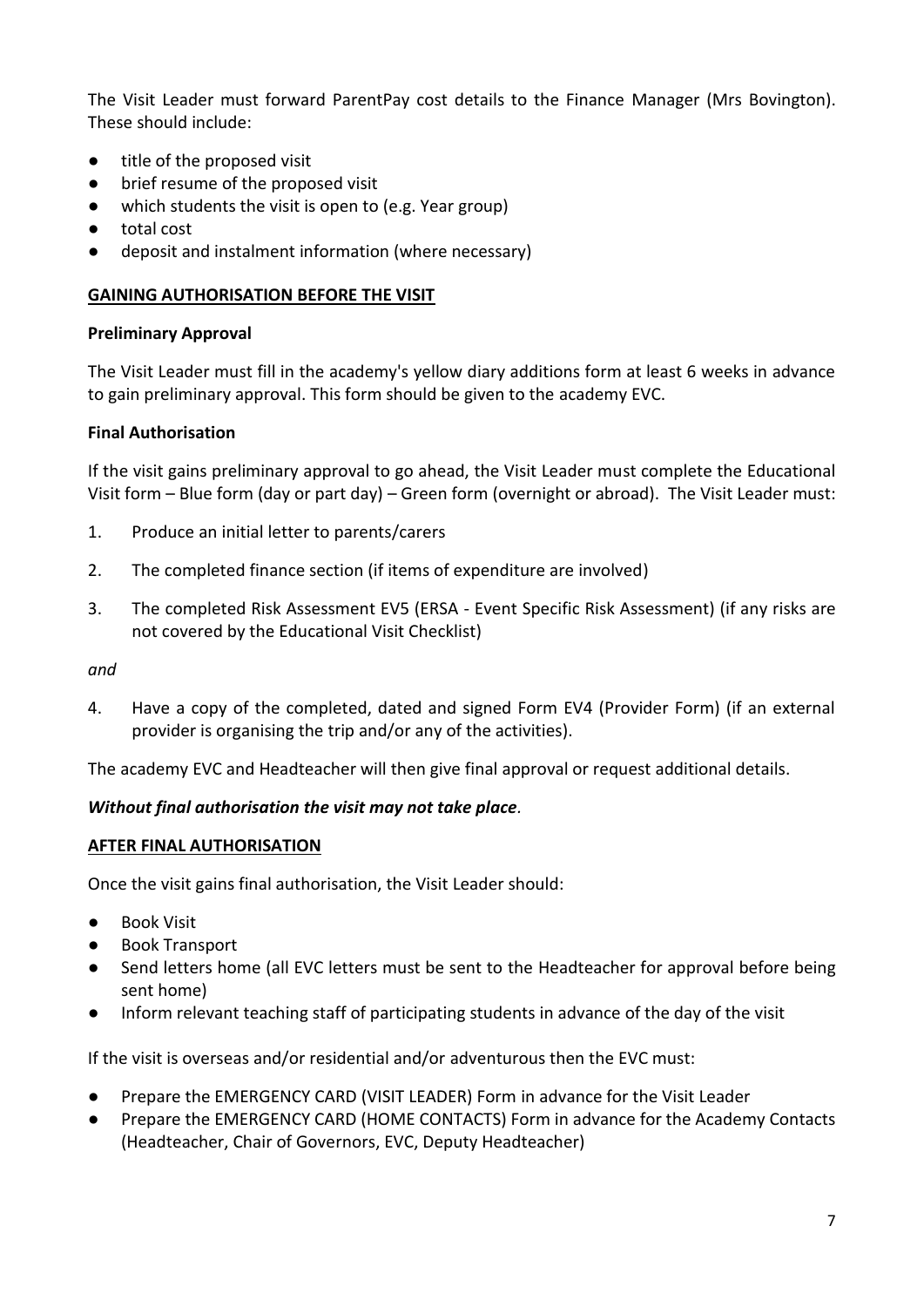The Visit Leader must forward ParentPay cost details to the Finance Manager (Mrs Bovington). These should include:

- title of the proposed visit
- brief resume of the proposed visit
- which students the visit is open to (e.g. Year group)
- total cost
- deposit and instalment information (where necessary)

## GAINING AUTHORISATION BEFORE THE VISIT

### Preliminary Approval

The Visit Leader must fill in the academy's yellow diary additions form at least 6 weeks in advance to gain preliminary approval. This form should be given to the academy EVC.

### Final Authorisation

If the visit gains preliminary approval to go ahead, the Visit Leader must complete the Educational Visit form – Blue form (day or part day) – Green form (overnight or abroad). The Visit Leader must:

1. Produce an initial letter to parents/carers
2. The completed finance section (if items of expenditure are involved)
3. The completed Risk Assessment EV5 (ERSA - Event Specific Risk Assessment) (if any risks are not covered by the Educational Visit Checklist)

*and*

4. Have a copy of the completed, dated and signed Form EV4 (Provider Form) (if an external provider is organising the trip and/or any of the activities).

The academy EVC and Headteacher will then give final approval or request additional details.

***Without final authorisation the visit may not take place.***

## AFTER FINAL AUTHORISATION

Once the visit gains final authorisation, the Visit Leader should:

- Book Visit
- Book Transport
- Send letters home (all EVC letters must be sent to the Headteacher for approval before being sent home)
- Inform relevant teaching staff of participating students in advance of the day of the visit

If the visit is overseas and/or residential and/or adventurous then the EVC must:

- Prepare the EMERGENCY CARD (VISIT LEADER) Form in advance for the Visit Leader
- Prepare the EMERGENCY CARD (HOME CONTACTS) Form in advance for the Academy Contacts (Headteacher, Chair of Governors, EVC, Deputy Headteacher)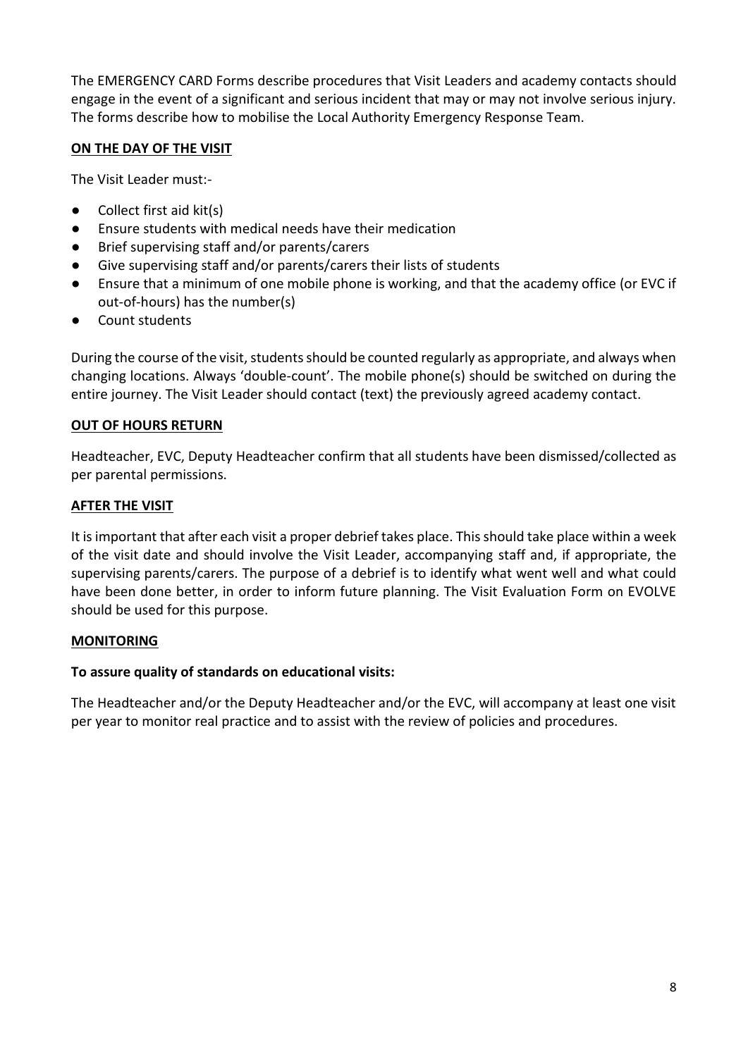The EMERGENCY CARD Forms describe procedures that Visit Leaders and academy contacts should engage in the event of a significant and serious incident that may or may not involve serious injury. The forms describe how to mobilise the Local Authority Emergency Response Team.

## ON THE DAY OF THE VISIT

The Visit Leader must:-

- Collect first aid kit(s)
- Ensure students with medical needs have their medication
- Brief supervising staff and/or parents/carers
- Give supervising staff and/or parents/carers their lists of students
- Ensure that a minimum of one mobile phone is working, and that the academy office (or EVC if out-of-hours) has the number(s)
- Count students

During the course of the visit, students should be counted regularly as appropriate, and always when changing locations. Always 'double-count'. The mobile phone(s) should be switched on during the entire journey. The Visit Leader should contact (text) the previously agreed academy contact.

## OUT OF HOURS RETURN

Headteacher, EVC, Deputy Headteacher confirm that all students have been dismissed/collected as per parental permissions.

## AFTER THE VISIT

It is important that after each visit a proper debrief takes place. This should take place within a week of the visit date and should involve the Visit Leader, accompanying staff and, if appropriate, the supervising parents/carers. The purpose of a debrief is to identify what went well and what could have been done better, in order to inform future planning. The Visit Evaluation Form on EVOLVE should be used for this purpose.

## MONITORING

**To assure quality of standards on educational visits:**

The Headteacher and/or the Deputy Headteacher and/or the EVC, will accompany at least one visit per year to monitor real practice and to assist with the review of policies and procedures.